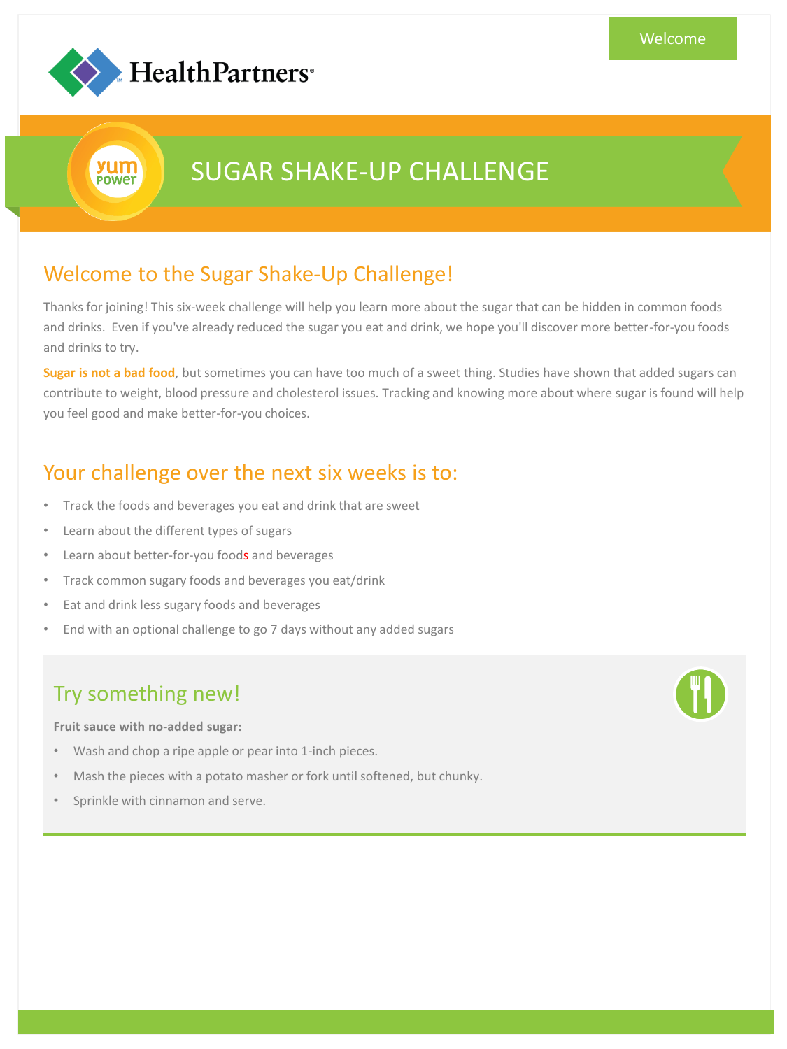Welcome

HealthPartners®

yum power

# SUGAR SHAKE-UP CHALLENGE

## Welcome to the Sugar Shake-Up Challenge!

Thanks for joining! This six-week challenge will help you learn more about the sugar that can be hidden in common foods and drinks. Even if you've already reduced the sugar you eat and drink, we hope you'll discover more better-for-you foods and drinks to try.

**Sugar is not a bad food**, but sometimes you can have too much of a sweet thing. Studies have shown that added sugars can contribute to weight, blood pressure and cholesterol issues. Tracking and knowing more about where sugar is found will help you feel good and make better-for-you choices.

## Your challenge over the next six weeks is to:

- Track the foods and beverages you eat and drink that are sweet
- Learn about the different types of sugars
- Learn about better-for-you foods and beverages
- Track common sugary foods and beverages you eat/drink
- Eat and drink less sugary foods and beverages
- End with an optional challenge to go 7 days without any added sugars

### Try something new!

**Fruit sauce with no-added sugar:**

- Wash and chop a ripe apple or pear into 1-inch pieces.
- Mash the pieces with a potato masher or fork until softened, but chunky.
- Sprinkle with cinnamon and serve.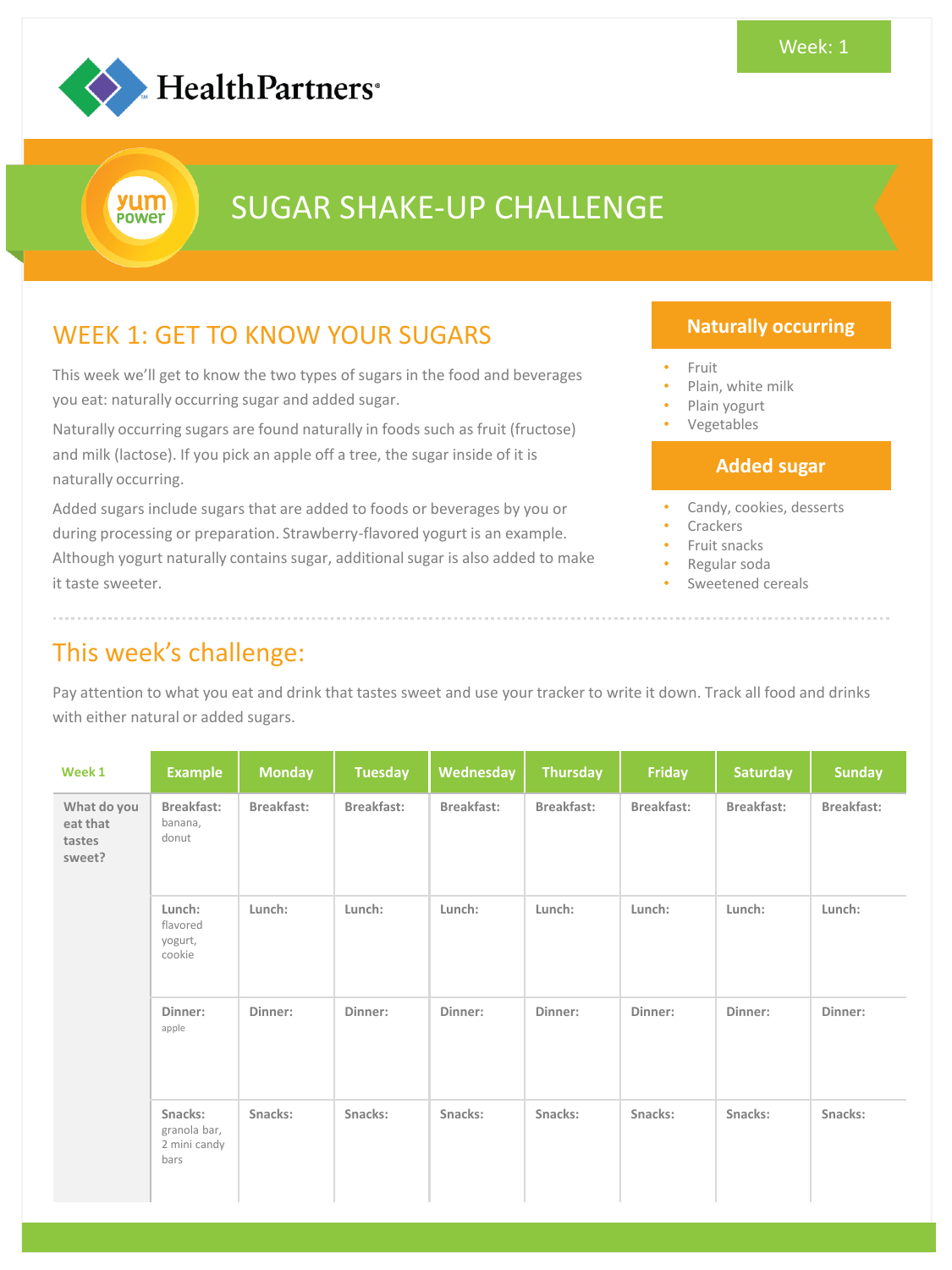Week: 1

HealthPartners®

yum power

# SUGAR SHAKE-UP CHALLENGE

## WEEK 1: GET TO KNOW YOUR SUGARS

This week we'll get to know the two types of sugars in the food and beverages you eat: naturally occurring sugar and added sugar.

Naturally occurring sugars are found naturally in foods such as fruit (fructose) and milk (lactose). If you pick an apple off a tree, the sugar inside of it is naturally occurring.

Added sugars include sugars that are added to foods or beverages by you or during processing or preparation. Strawberry-flavored yogurt is an example. Although yogurt naturally contains sugar, additional sugar is also added to make it taste sweeter.

### Naturally occurring

- Fruit
- Plain, white milk
- Plain yogurt
- Vegetables

### Added sugar

- Candy, cookies, desserts
- Crackers
- Fruit snacks
- Regular soda
- Sweetened cereals

## This week's challenge:

Pay attention to what you eat and drink that tastes sweet and use your tracker to write it down. Track all food and drinks with either natural or added sugars.

| Week 1 | Example | Monday | Tuesday | Wednesday | Thursday | Friday | Saturday | Sunday |
|---|---|---|---|---|---|---|---|---|
| What do you eat that tastes sweet? | **Breakfast:** banana, donut | **Breakfast:** | **Breakfast:** | **Breakfast:** | **Breakfast:** | **Breakfast:** | **Breakfast:** | **Breakfast:** |
| | **Lunch:** flavored yogurt, cookie | **Lunch:** | **Lunch:** | **Lunch:** | **Lunch:** | **Lunch:** | **Lunch:** | **Lunch:** |
| | **Dinner:** apple | **Dinner:** | **Dinner:** | **Dinner:** | **Dinner:** | **Dinner:** | **Dinner:** | **Dinner:** |
| | **Snacks:** granola bar, 2 mini candy bars | **Snacks:** | **Snacks:** | **Snacks:** | **Snacks:** | **Snacks:** | **Snacks:** | **Snacks:** |